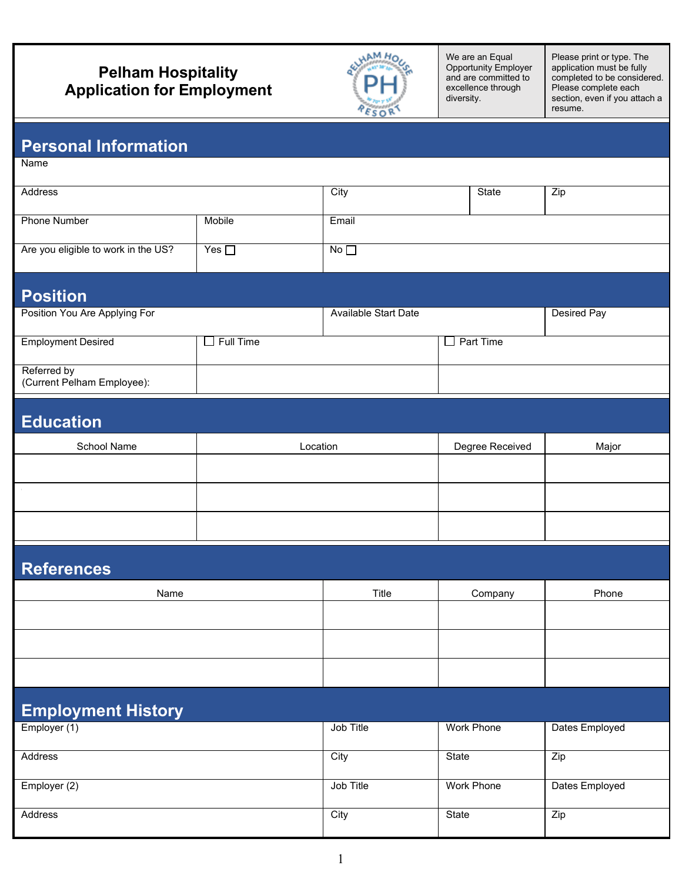# Pelham Hospitality
# Application for Employment

We are an Equal Opportunity Employer and are committed to excellence through diversity.

Please print or type. The application must be fully completed to be considered. Please complete each section, even if you attach a resume.

## Personal Information

| Name | | | | |
|---|---|---|---|---|
| Address | | City | State | Zip |
| Phone Number | Mobile | Email | | |
| Are you eligible to work in the US? | Yes ☐ | No ☐ | | |

## Position

| Position You Are Applying For | | Available Start Date | Desired Pay |
|---|---|---|---|
| Employment Desired | ☐ Full Time | ☐ Part Time | |
| Referred by (Current Pelham Employee): | | | |

## Education

| School Name | Location | Degree Received | Major |
|---|---|---|---|
| | | | |
| | | | |
| | | | |

## References

| Name | Title | Company | Phone |
|---|---|---|---|
| | | | |
| | | | |
| | | | |

## Employment History

| Employer (1) | Job Title | Work Phone | Dates Employed |
|---|---|---|---|
| Address | City | State | Zip |
| Employer (2) | Job Title | Work Phone | Dates Employed |
| Address | City | State | Zip |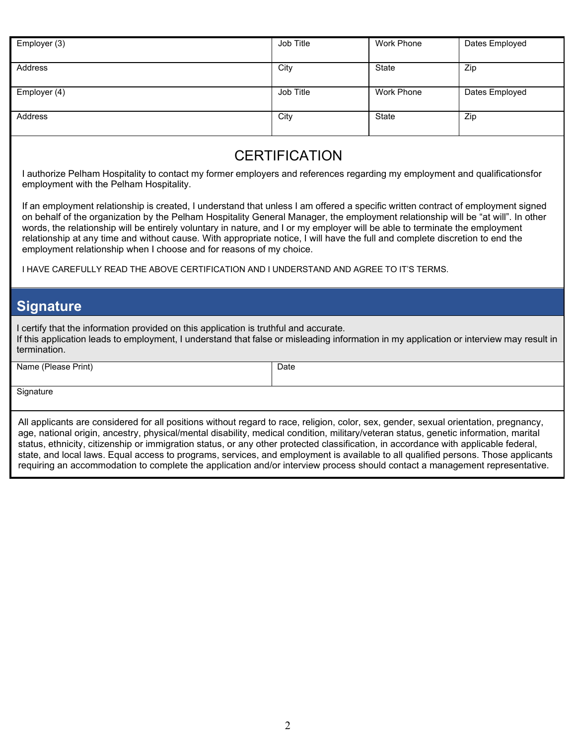| | | | |
|---|---|---|---|
| Employer (3) | Job Title | Work Phone | Dates Employed |
| Address | City | State | Zip |
| Employer (4) | Job Title | Work Phone | Dates Employed |
| Address | City | State | Zip |

## CERTIFICATION

I authorize Pelham Hospitality to contact my former employers and references regarding my employment and qualificationsfor employment with the Pelham Hospitality.

If an employment relationship is created, I understand that unless I am offered a specific written contract of employment signed on behalf of the organization by the Pelham Hospitality General Manager, the employment relationship will be "at will". In other words, the relationship will be entirely voluntary in nature, and I or my employer will be able to terminate the employment relationship at any time and without cause. With appropriate notice, I will have the full and complete discretion to end the employment relationship when I choose and for reasons of my choice.

I HAVE CAREFULLY READ THE ABOVE CERTIFICATION AND I UNDERSTAND AND AGREE TO IT'S TERMS.

## Signature

I certify that the information provided on this application is truthful and accurate.
If this application leads to employment, I understand that false or misleading information in my application or interview may result in termination.

| | |
|---|---|
| Name (Please Print) | Date |
| Signature | |

All applicants are considered for all positions without regard to race, religion, color, sex, gender, sexual orientation, pregnancy, age, national origin, ancestry, physical/mental disability, medical condition, military/veteran status, genetic information, marital status, ethnicity, citizenship or immigration status, or any other protected classification, in accordance with applicable federal, state, and local laws. Equal access to programs, services, and employment is available to all qualified persons. Those applicants requiring an accommodation to complete the application and/or interview process should contact a management representative.